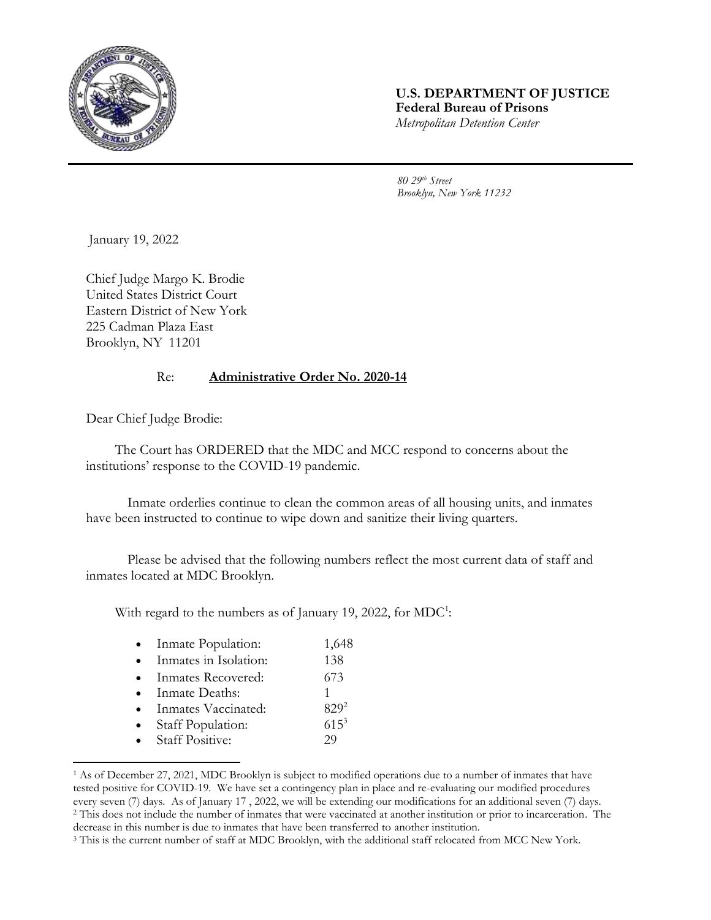**U.S. DEPARTMENT OF JUSTICE**
**Federal Bureau of Prisons**
*Metropolitan Detention Center*

*80 29th Street*
*Brooklyn, New York 11232*

January 19, 2022

Chief Judge Margo K. Brodie
United States District Court
Eastern District of New York
225 Cadman Plaza East
Brooklyn, NY 11201

Re: **Administrative Order No. 2020-14**

Dear Chief Judge Brodie:

The Court has ORDERED that the MDC and MCC respond to concerns about the institutions' response to the COVID-19 pandemic.

Inmate orderlies continue to clean the common areas of all housing units, and inmates have been instructed to continue to wipe down and sanitize their living quarters.

Please be advised that the following numbers reflect the most current data of staff and inmates located at MDC Brooklyn.

With regard to the numbers as of January 19, 2022, for MDC[1]:

- Inmate Population: 1,648
- Inmates in Isolation: 138
- Inmates Recovered: 673
- Inmate Deaths: 1
- Inmates Vaccinated: 829[2]
- Staff Population: 615[3]
- Staff Positive: 29

---

[1] As of December 27, 2021, MDC Brooklyn is subject to modified operations due to a number of inmates that have tested positive for COVID-19. We have set a contingency plan in place and re-evaluating our modified procedures every seven (7) days. As of January 17 , 2022, we will be extending our modifications for an additional seven (7) days.

[2] This does not include the number of inmates that were vaccinated at another institution or prior to incarceration. The decrease in this number is due to inmates that have been transferred to another institution.

[3] This is the current number of staff at MDC Brooklyn, with the additional staff relocated from MCC New York.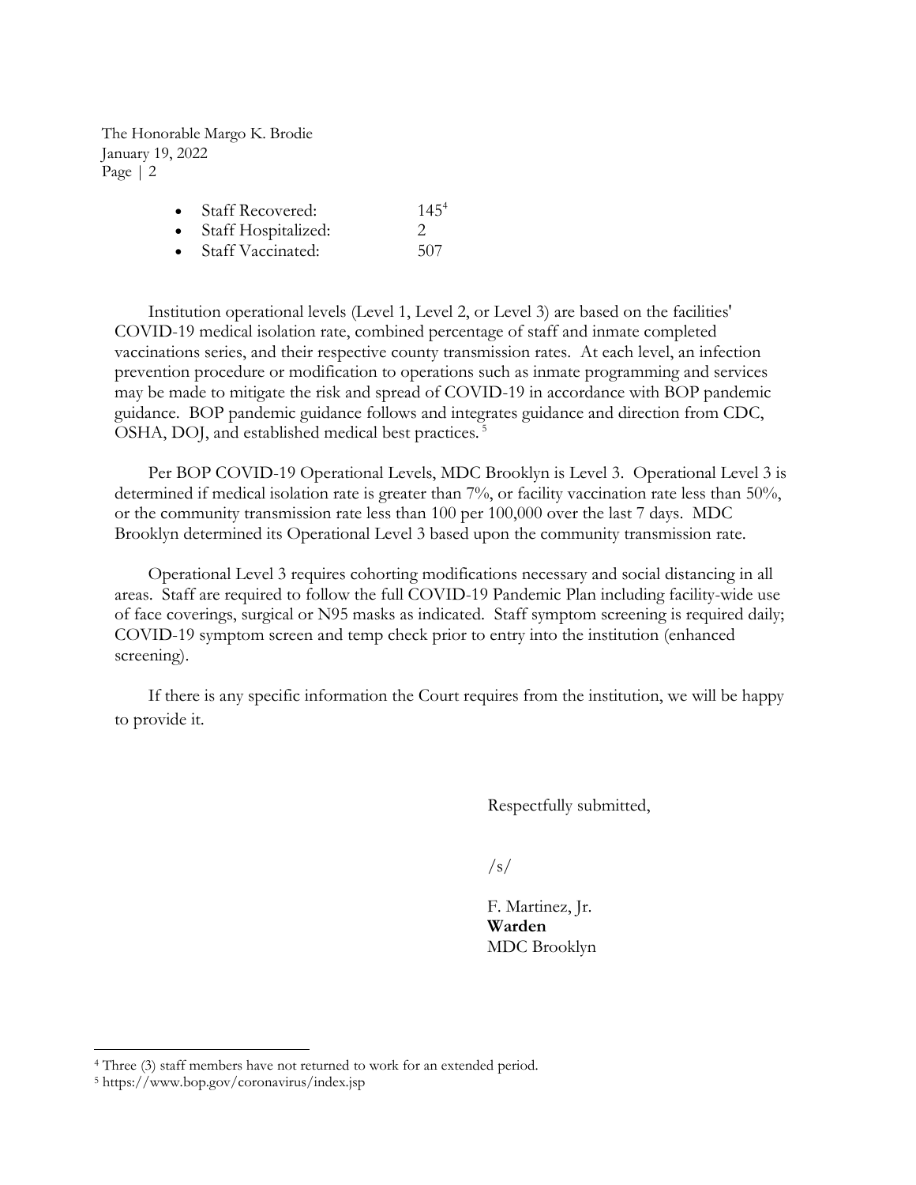- Staff Recovered: 145[4]
- Staff Hospitalized: 2
- Staff Vaccinated: 507

Institution operational levels (Level 1, Level 2, or Level 3) are based on the facilities' COVID-19 medical isolation rate, combined percentage of staff and inmate completed vaccinations series, and their respective county transmission rates. At each level, an infection prevention procedure or modification to operations such as inmate programming and services may be made to mitigate the risk and spread of COVID-19 in accordance with BOP pandemic guidance. BOP pandemic guidance follows and integrates guidance and direction from CDC, OSHA, DOJ, and established medical best practices.[5]

Per BOP COVID-19 Operational Levels, MDC Brooklyn is Level 3. Operational Level 3 is determined if medical isolation rate is greater than 7%, or facility vaccination rate less than 50%, or the community transmission rate less than 100 per 100,000 over the last 7 days. MDC Brooklyn determined its Operational Level 3 based upon the community transmission rate.

Operational Level 3 requires cohorting modifications necessary and social distancing in all areas. Staff are required to follow the full COVID-19 Pandemic Plan including facility-wide use of face coverings, surgical or N95 masks as indicated. Staff symptom screening is required daily; COVID-19 symptom screen and temp check prior to entry into the institution (enhanced screening).

If there is any specific information the Court requires from the institution, we will be happy to provide it.

Respectfully submitted,

/s/

F. Martinez, Jr.
**Warden**
MDC Brooklyn

---

[4] Three (3) staff members have not returned to work for an extended period.

[5] https://www.bop.gov/coronavirus/index.jsp